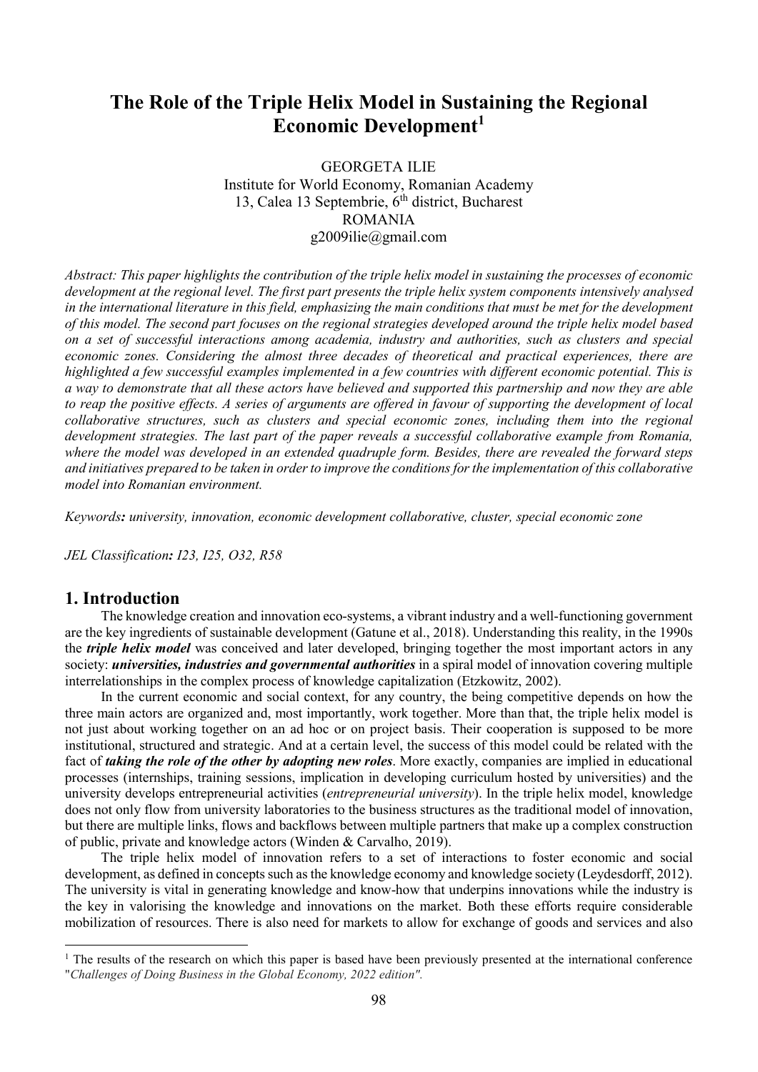# The Role of the Triple Helix Model in Sustaining the Regional Economic Development[1]

GEORGETA ILIE
Institute for World Economy, Romanian Academy
13, Calea 13 Septembrie, 6th district, Bucharest
ROMANIA
g2009ilie@gmail.com

*Abstract: This paper highlights the contribution of the triple helix model in sustaining the processes of economic development at the regional level. The first part presents the triple helix system components intensively analysed in the international literature in this field, emphasizing the main conditions that must be met for the development of this model. The second part focuses on the regional strategies developed around the triple helix model based on a set of successful interactions among academia, industry and authorities, such as clusters and special economic zones. Considering the almost three decades of theoretical and practical experiences, there are highlighted a few successful examples implemented in a few countries with different economic potential. This is a way to demonstrate that all these actors have believed and supported this partnership and now they are able to reap the positive effects. A series of arguments are offered in favour of supporting the development of local collaborative structures, such as clusters and special economic zones, including them into the regional development strategies. The last part of the paper reveals a successful collaborative example from Romania, where the model was developed in an extended quadruple form. Besides, there are revealed the forward steps and initiatives prepared to be taken in order to improve the conditions for the implementation of this collaborative model into Romanian environment.*

*Keywords**:** university, innovation, economic development collaborative, cluster, special economic zone*

*JEL Classification**:** I23, I25, O32, R58*

## 1. Introduction

The knowledge creation and innovation eco-systems, a vibrant industry and a well-functioning government are the key ingredients of sustainable development (Gatune et al., 2018). Understanding this reality, in the 1990s the ***triple helix model*** was conceived and later developed, bringing together the most important actors in any society: ***universities, industries and governmental authorities*** in a spiral model of innovation covering multiple interrelationships in the complex process of knowledge capitalization (Etzkowitz, 2002).

In the current economic and social context, for any country, the being competitive depends on how the three main actors are organized and, most importantly, work together. More than that, the triple helix model is not just about working together on an ad hoc or on project basis. Their cooperation is supposed to be more institutional, structured and strategic. And at a certain level, the success of this model could be related with the fact of ***taking the role of the other by adopting new roles***. More exactly, companies are implied in educational processes (internships, training sessions, implication in developing curriculum hosted by universities) and the university develops entrepreneurial activities (*entrepreneurial university*). In the triple helix model, knowledge does not only flow from university laboratories to the business structures as the traditional model of innovation, but there are multiple links, flows and backflows between multiple partners that make up a complex construction of public, private and knowledge actors (Winden & Carvalho, 2019).

The triple helix model of innovation refers to a set of interactions to foster economic and social development, as defined in concepts such as the knowledge economy and knowledge society (Leydesdorff, 2012). The university is vital in generating knowledge and know-how that underpins innovations while the industry is the key in valorising the knowledge and innovations on the market. Both these efforts require considerable mobilization of resources. There is also need for markets to allow for exchange of goods and services and also

[1] The results of the research on which this paper is based have been previously presented at the international conference "*Challenges of Doing Business in the Global Economy, 2022 edition".*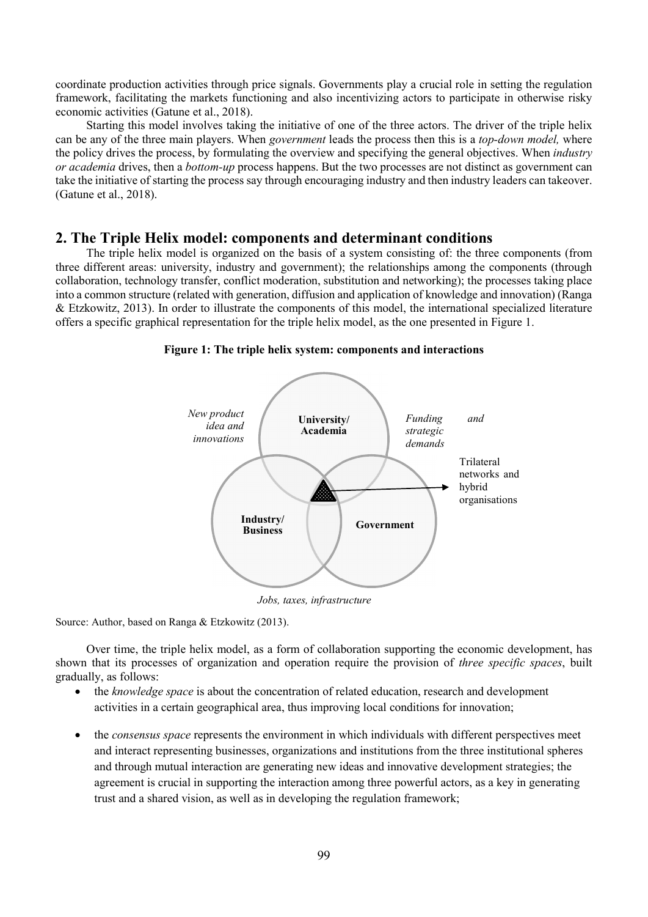coordinate production activities through price signals. Governments play a crucial role in setting the regulation framework, facilitating the markets functioning and also incentivizing actors to participate in otherwise risky economic activities (Gatune et al., 2018).

Starting this model involves taking the initiative of one of the three actors. The driver of the triple helix can be any of the three main players. When *government* leads the process then this is a *top-down model,* where the policy drives the process, by formulating the overview and specifying the general objectives. When *industry or academia* drives, then a *bottom-up* process happens. But the two processes are not distinct as government can take the initiative of starting the process say through encouraging industry and then industry leaders can takeover. (Gatune et al., 2018).

## 2. The Triple Helix model: components and determinant conditions

The triple helix model is organized on the basis of a system consisting of: the three components (from three different areas: university, industry and government); the relationships among the components (through collaboration, technology transfer, conflict moderation, substitution and networking); the processes taking place into a common structure (related with generation, diffusion and application of knowledge and innovation) (Ranga & Etzkowitz, 2013). In order to illustrate the components of this model, the international specialized literature offers a specific graphical representation for the triple helix model, as the one presented in Figure 1.

**Figure 1: The triple helix system: components and interactions**

*New product idea and innovations*

**University/ Academia**

*Funding and strategic demands*

Trilateral networks and hybrid organisations

**Industry/ Business**

**Government**

*Jobs, taxes, infrastructure*

Source: Author, based on Ranga & Etzkowitz (2013).

Over time, the triple helix model, as a form of collaboration supporting the economic development, has shown that its processes of organization and operation require the provision of *three specific spaces*, built gradually, as follows:

- the *knowledge space* is about the concentration of related education, research and development activities in a certain geographical area, thus improving local conditions for innovation;

- the *consensus space* represents the environment in which individuals with different perspectives meet and interact representing businesses, organizations and institutions from the three institutional spheres and through mutual interaction are generating new ideas and innovative development strategies; the agreement is crucial in supporting the interaction among three powerful actors, as a key in generating trust and a shared vision, as well as in developing the regulation framework;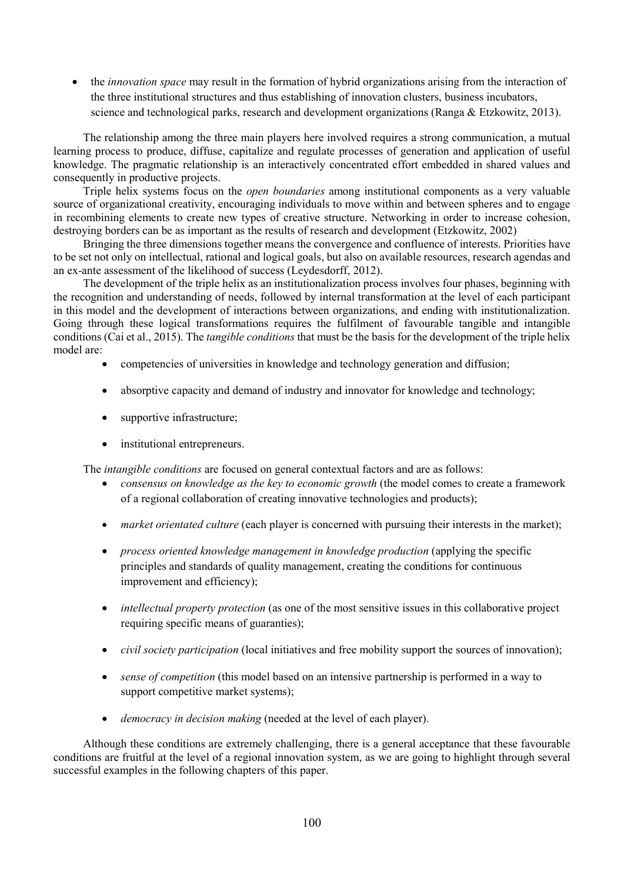- the *innovation space* may result in the formation of hybrid organizations arising from the interaction of the three institutional structures and thus establishing of innovation clusters, business incubators, science and technological parks, research and development organizations (Ranga & Etzkowitz, 2013).

The relationship among the three main players here involved requires a strong communication, a mutual learning process to produce, diffuse, capitalize and regulate processes of generation and application of useful knowledge. The pragmatic relationship is an interactively concentrated effort embedded in shared values and consequently in productive projects.

Triple helix systems focus on the *open boundaries* among institutional components as a very valuable source of organizational creativity, encouraging individuals to move within and between spheres and to engage in recombining elements to create new types of creative structure. Networking in order to increase cohesion, destroying borders can be as important as the results of research and development (Etzkowitz, 2002)

Bringing the three dimensions together means the convergence and confluence of interests. Priorities have to be set not only on intellectual, rational and logical goals, but also on available resources, research agendas and an ex-ante assessment of the likelihood of success (Leydesdorff, 2012).

The development of the triple helix as an institutionalization process involves four phases, beginning with the recognition and understanding of needs, followed by internal transformation at the level of each participant in this model and the development of interactions between organizations, and ending with institutionalization. Going through these logical transformations requires the fulfilment of favourable tangible and intangible conditions (Cai et al., 2015). The *tangible conditions* that must be the basis for the development of the triple helix model are:

- competencies of universities in knowledge and technology generation and diffusion;
- absorptive capacity and demand of industry and innovator for knowledge and technology;
- supportive infrastructure;
- institutional entrepreneurs.

The *intangible conditions* are focused on general contextual factors and are as follows:

- *consensus on knowledge as the key to economic growth* (the model comes to create a framework of a regional collaboration of creating innovative technologies and products);
- *market orientated culture* (each player is concerned with pursuing their interests in the market);
- *process oriented knowledge management in knowledge production* (applying the specific principles and standards of quality management, creating the conditions for continuous improvement and efficiency);
- *intellectual property protection* (as one of the most sensitive issues in this collaborative project requiring specific means of guaranties);
- *civil society participation* (local initiatives and free mobility support the sources of innovation);
- *sense of competition* (this model based on an intensive partnership is performed in a way to support competitive market systems);
- *democracy in decision making* (needed at the level of each player).

Although these conditions are extremely challenging, there is a general acceptance that these favourable conditions are fruitful at the level of a regional innovation system, as we are going to highlight through several successful examples in the following chapters of this paper.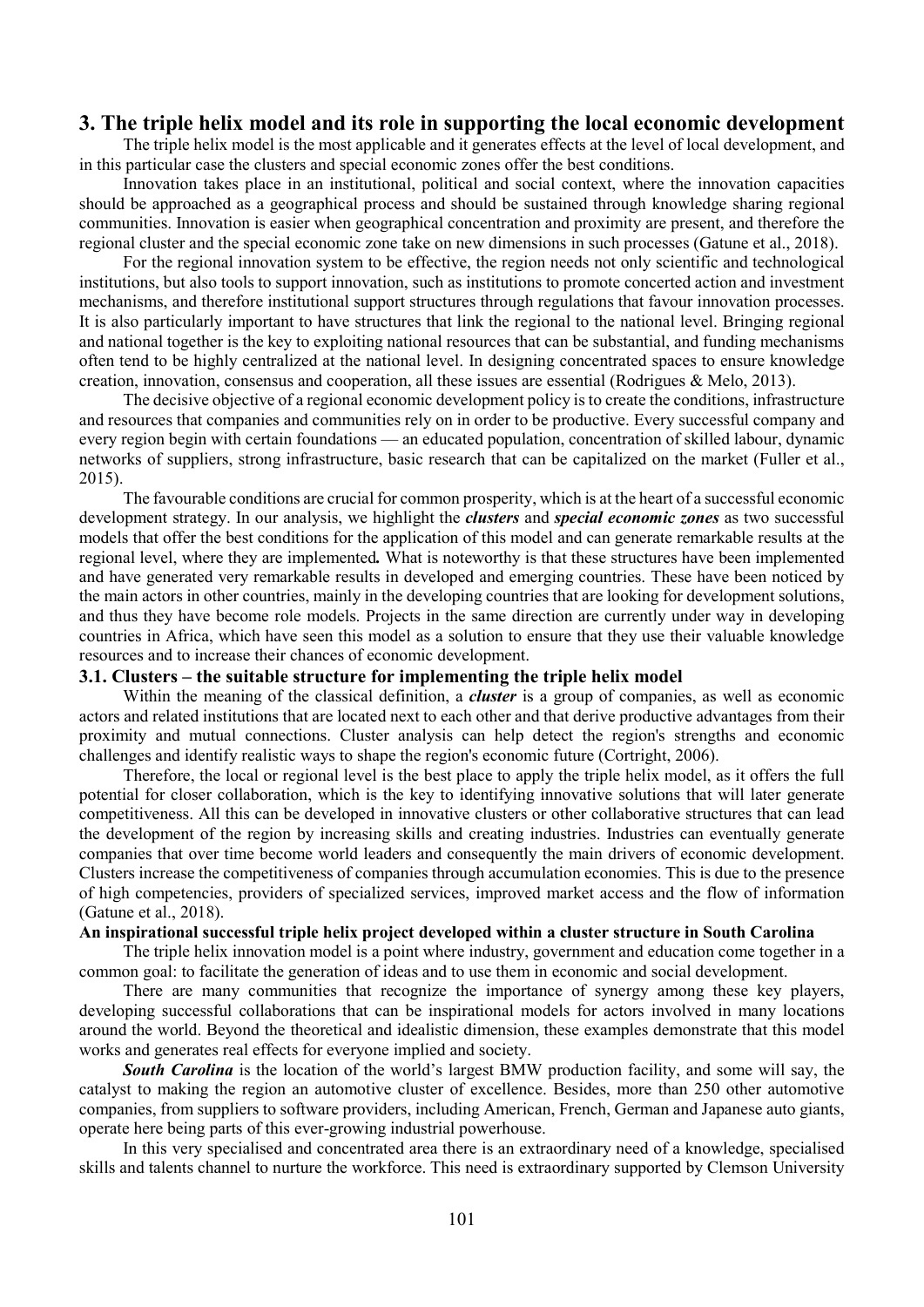## 3. The triple helix model and its role in supporting the local economic development

The triple helix model is the most applicable and it generates effects at the level of local development, and in this particular case the clusters and special economic zones offer the best conditions.

Innovation takes place in an institutional, political and social context, where the innovation capacities should be approached as a geographical process and should be sustained through knowledge sharing regional communities. Innovation is easier when geographical concentration and proximity are present, and therefore the regional cluster and the special economic zone take on new dimensions in such processes (Gatune et al., 2018).

For the regional innovation system to be effective, the region needs not only scientific and technological institutions, but also tools to support innovation, such as institutions to promote concerted action and investment mechanisms, and therefore institutional support structures through regulations that favour innovation processes. It is also particularly important to have structures that link the regional to the national level. Bringing regional and national together is the key to exploiting national resources that can be substantial, and funding mechanisms often tend to be highly centralized at the national level. In designing concentrated spaces to ensure knowledge creation, innovation, consensus and cooperation, all these issues are essential (Rodrigues & Melo, 2013).

The decisive objective of a regional economic development policy is to create the conditions, infrastructure and resources that companies and communities rely on in order to be productive. Every successful company and every region begin with certain foundations — an educated population, concentration of skilled labour, dynamic networks of suppliers, strong infrastructure, basic research that can be capitalized on the market (Fuller et al., 2015).

The favourable conditions are crucial for common prosperity, which is at the heart of a successful economic development strategy. In our analysis, we highlight the ***clusters*** and ***special economic zones*** as two successful models that offer the best conditions for the application of this model and can generate remarkable results at the regional level, where they are implemented**.** What is noteworthy is that these structures have been implemented and have generated very remarkable results in developed and emerging countries. These have been noticed by the main actors in other countries, mainly in the developing countries that are looking for development solutions, and thus they have become role models. Projects in the same direction are currently under way in developing countries in Africa, which have seen this model as a solution to ensure that they use their valuable knowledge resources and to increase their chances of economic development.

### 3.1. Clusters – the suitable structure for implementing the triple helix model

Within the meaning of the classical definition, a ***cluster*** is a group of companies, as well as economic actors and related institutions that are located next to each other and that derive productive advantages from their proximity and mutual connections. Cluster analysis can help detect the region's strengths and economic challenges and identify realistic ways to shape the region's economic future (Cortright, 2006).

Therefore, the local or regional level is the best place to apply the triple helix model, as it offers the full potential for closer collaboration, which is the key to identifying innovative solutions that will later generate competitiveness. All this can be developed in innovative clusters or other collaborative structures that can lead the development of the region by increasing skills and creating industries. Industries can eventually generate companies that over time become world leaders and consequently the main drivers of economic development. Clusters increase the competitiveness of companies through accumulation economies. This is due to the presence of high competencies, providers of specialized services, improved market access and the flow of information (Gatune et al., 2018).

**An inspirational successful triple helix project developed within a cluster structure in South Carolina**

The triple helix innovation model is a point where industry, government and education come together in a common goal: to facilitate the generation of ideas and to use them in economic and social development.

There are many communities that recognize the importance of synergy among these key players, developing successful collaborations that can be inspirational models for actors involved in many locations around the world. Beyond the theoretical and idealistic dimension, these examples demonstrate that this model works and generates real effects for everyone implied and society.

***South Carolina*** is the location of the world's largest BMW production facility, and some will say, the catalyst to making the region an automotive cluster of excellence. Besides, more than 250 other automotive companies, from suppliers to software providers, including American, French, German and Japanese auto giants, operate here being parts of this ever-growing industrial powerhouse.

In this very specialised and concentrated area there is an extraordinary need of a knowledge, specialised skills and talents channel to nurture the workforce. This need is extraordinary supported by Clemson University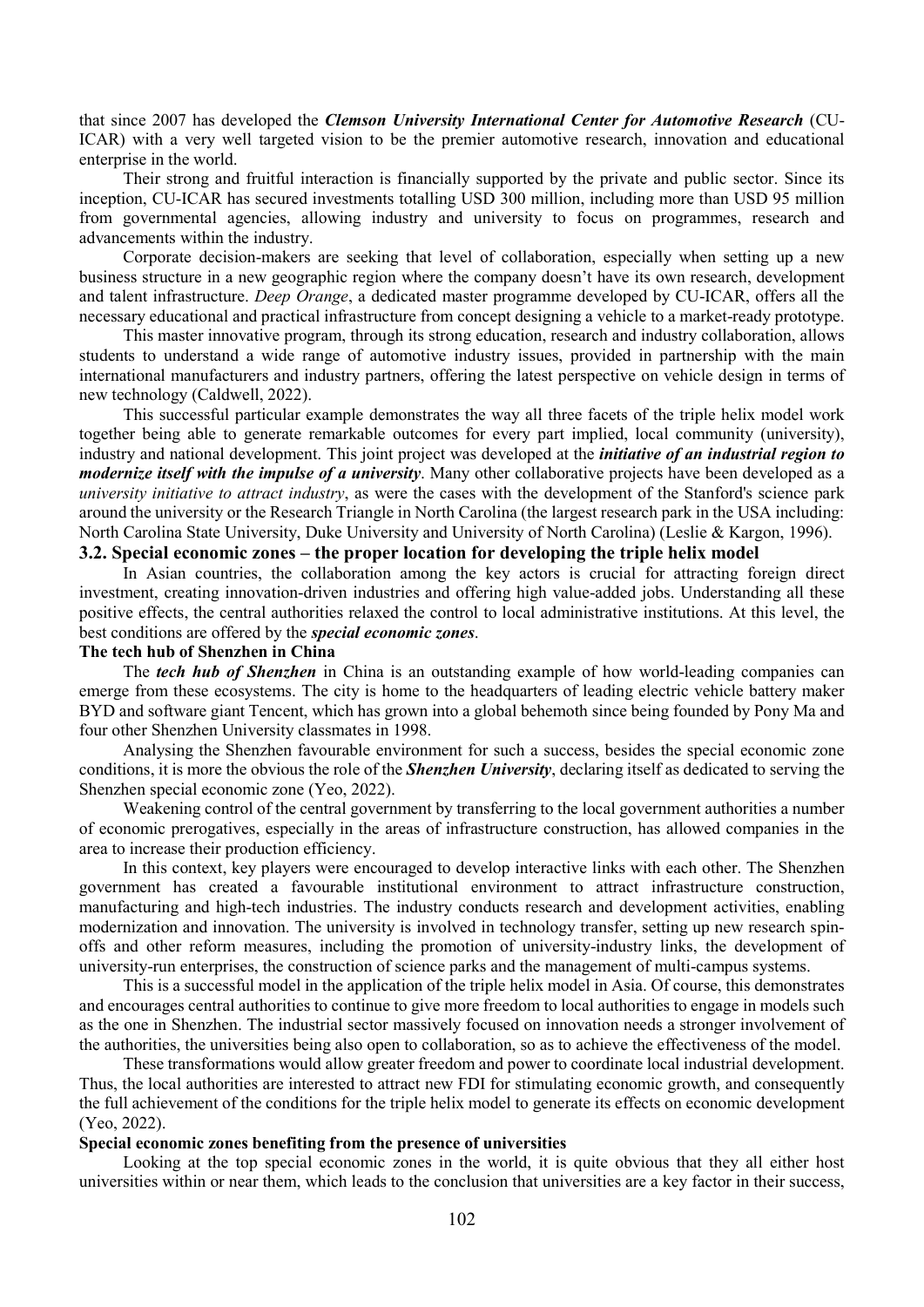that since 2007 has developed the ***Clemson University International Center for Automotive Research*** (CU-ICAR) with a very well targeted vision to be the premier automotive research, innovation and educational enterprise in the world.

Their strong and fruitful interaction is financially supported by the private and public sector. Since its inception, CU-ICAR has secured investments totalling USD 300 million, including more than USD 95 million from governmental agencies, allowing industry and university to focus on programmes, research and advancements within the industry.

Corporate decision-makers are seeking that level of collaboration, especially when setting up a new business structure in a new geographic region where the company doesn't have its own research, development and talent infrastructure. *Deep Orange*, a dedicated master programme developed by CU-ICAR, offers all the necessary educational and practical infrastructure from concept designing a vehicle to a market-ready prototype.

This master innovative program, through its strong education, research and industry collaboration, allows students to understand a wide range of automotive industry issues, provided in partnership with the main international manufacturers and industry partners, offering the latest perspective on vehicle design in terms of new technology (Caldwell, 2022).

This successful particular example demonstrates the way all three facets of the triple helix model work together being able to generate remarkable outcomes for every part implied, local community (university), industry and national development. This joint project was developed at the ***initiative of an industrial region to modernize itself with the impulse of a university***. Many other collaborative projects have been developed as a *university initiative to attract industry*, as were the cases with the development of the Stanford's science park around the university or the Research Triangle in North Carolina (the largest research park in the USA including: North Carolina State University, Duke University and University of North Carolina) (Leslie & Kargon, 1996).

### 3.2. Special economic zones – the proper location for developing the triple helix model

In Asian countries, the collaboration among the key actors is crucial for attracting foreign direct investment, creating innovation-driven industries and offering high value-added jobs. Understanding all these positive effects, the central authorities relaxed the control to local administrative institutions. At this level, the best conditions are offered by the ***special economic zones***.

#### The tech hub of Shenzhen in China

The ***tech hub of Shenzhen*** in China is an outstanding example of how world-leading companies can emerge from these ecosystems. The city is home to the headquarters of leading electric vehicle battery maker BYD and software giant Tencent, which has grown into a global behemoth since being founded by Pony Ma and four other Shenzhen University classmates in 1998.

Analysing the Shenzhen favourable environment for such a success, besides the special economic zone conditions, it is more the obvious the role of the ***Shenzhen University***, declaring itself as dedicated to serving the Shenzhen special economic zone (Yeo, 2022).

Weakening control of the central government by transferring to the local government authorities a number of economic prerogatives, especially in the areas of infrastructure construction, has allowed companies in the area to increase their production efficiency.

In this context, key players were encouraged to develop interactive links with each other. The Shenzhen government has created a favourable institutional environment to attract infrastructure construction, manufacturing and high-tech industries. The industry conducts research and development activities, enabling modernization and innovation. The university is involved in technology transfer, setting up new research spin-offs and other reform measures, including the promotion of university-industry links, the development of university-run enterprises, the construction of science parks and the management of multi-campus systems.

This is a successful model in the application of the triple helix model in Asia. Of course, this demonstrates and encourages central authorities to continue to give more freedom to local authorities to engage in models such as the one in Shenzhen. The industrial sector massively focused on innovation needs a stronger involvement of the authorities, the universities being also open to collaboration, so as to achieve the effectiveness of the model.

These transformations would allow greater freedom and power to coordinate local industrial development. Thus, the local authorities are interested to attract new FDI for stimulating economic growth, and consequently the full achievement of the conditions for the triple helix model to generate its effects on economic development (Yeo, 2022).

#### Special economic zones benefiting from the presence of universities

Looking at the top special economic zones in the world, it is quite obvious that they all either host universities within or near them, which leads to the conclusion that universities are a key factor in their success,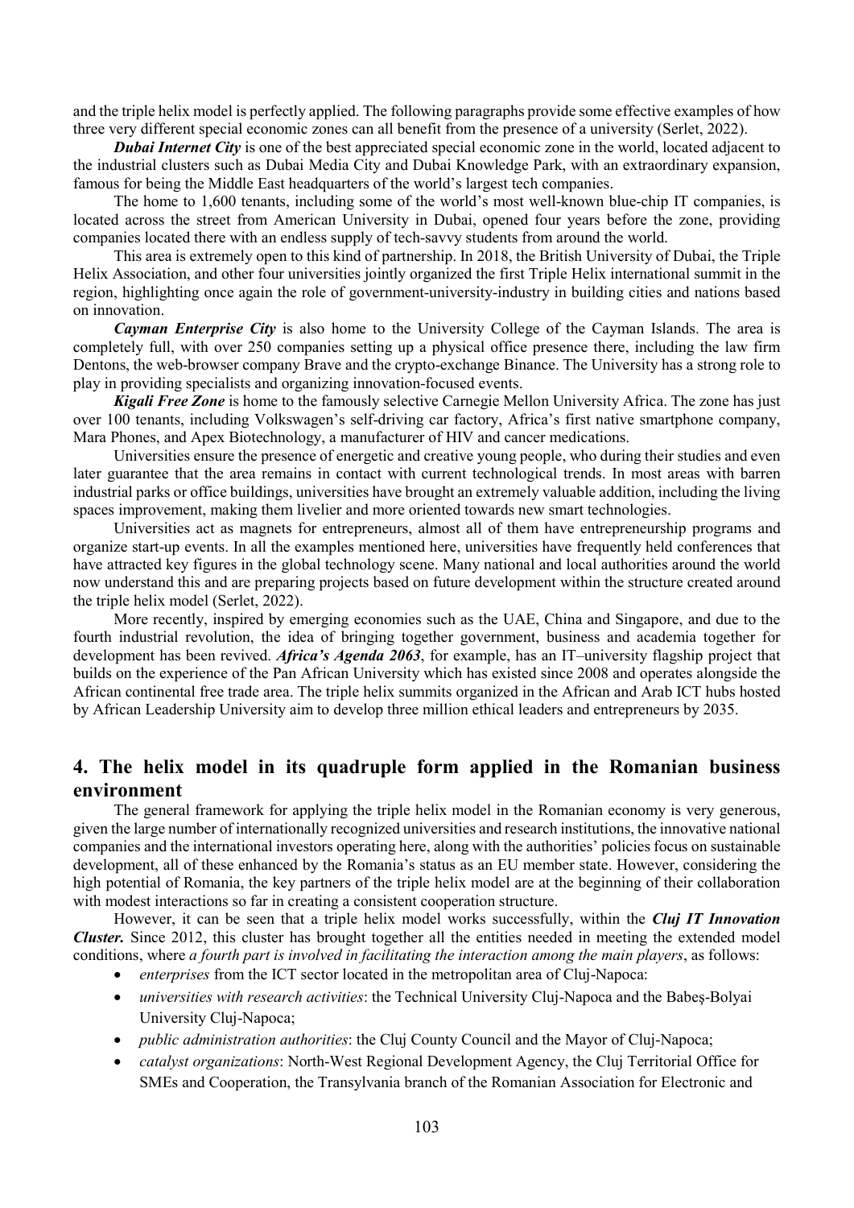and the triple helix model is perfectly applied. The following paragraphs provide some effective examples of how three very different special economic zones can all benefit from the presence of a university (Serlet, 2022).

***Dubai Internet City*** is one of the best appreciated special economic zone in the world, located adjacent to the industrial clusters such as Dubai Media City and Dubai Knowledge Park, with an extraordinary expansion, famous for being the Middle East headquarters of the world's largest tech companies.

The home to 1,600 tenants, including some of the world's most well-known blue-chip IT companies, is located across the street from American University in Dubai, opened four years before the zone, providing companies located there with an endless supply of tech-savvy students from around the world.

This area is extremely open to this kind of partnership. In 2018, the British University of Dubai, the Triple Helix Association, and other four universities jointly organized the first Triple Helix international summit in the region, highlighting once again the role of government-university-industry in building cities and nations based on innovation.

***Cayman Enterprise City*** is also home to the University College of the Cayman Islands. The area is completely full, with over 250 companies setting up a physical office presence there, including the law firm Dentons, the web-browser company Brave and the crypto-exchange Binance. The University has a strong role to play in providing specialists and organizing innovation-focused events.

***Kigali Free Zone*** is home to the famously selective Carnegie Mellon University Africa. The zone has just over 100 tenants, including Volkswagen's self-driving car factory, Africa's first native smartphone company, Mara Phones, and Apex Biotechnology, a manufacturer of HIV and cancer medications.

Universities ensure the presence of energetic and creative young people, who during their studies and even later guarantee that the area remains in contact with current technological trends. In most areas with barren industrial parks or office buildings, universities have brought an extremely valuable addition, including the living spaces improvement, making them livelier and more oriented towards new smart technologies.

Universities act as magnets for entrepreneurs, almost all of them have entrepreneurship programs and organize start-up events. In all the examples mentioned here, universities have frequently held conferences that have attracted key figures in the global technology scene. Many national and local authorities around the world now understand this and are preparing projects based on future development within the structure created around the triple helix model (Serlet, 2022).

More recently, inspired by emerging economies such as the UAE, China and Singapore, and due to the fourth industrial revolution, the idea of bringing together government, business and academia together for development has been revived. ***Africa's Agenda 2063***, for example, has an IT–university flagship project that builds on the experience of the Pan African University which has existed since 2008 and operates alongside the African continental free trade area. The triple helix summits organized in the African and Arab ICT hubs hosted by African Leadership University aim to develop three million ethical leaders and entrepreneurs by 2035.

## 4. The helix model in its quadruple form applied in the Romanian business environment

The general framework for applying the triple helix model in the Romanian economy is very generous, given the large number of internationally recognized universities and research institutions, the innovative national companies and the international investors operating here, along with the authorities' policies focus on sustainable development, all of these enhanced by the Romania's status as an EU member state. However, considering the high potential of Romania, the key partners of the triple helix model are at the beginning of their collaboration with modest interactions so far in creating a consistent cooperation structure.

However, it can be seen that a triple helix model works successfully, within the ***Cluj IT Innovation Cluster.*** Since 2012, this cluster has brought together all the entities needed in meeting the extended model conditions, where *a fourth part is involved in facilitating the interaction among the main players*, as follows:

- *enterprises* from the ICT sector located in the metropolitan area of Cluj-Napoca:
- *universities with research activities*: the Technical University Cluj-Napoca and the Babeş-Bolyai University Cluj-Napoca;
- *public administration authorities*: the Cluj County Council and the Mayor of Cluj-Napoca;
- *catalyst organizations*: North-West Regional Development Agency, the Cluj Territorial Office for SMEs and Cooperation, the Transylvania branch of the Romanian Association for Electronic and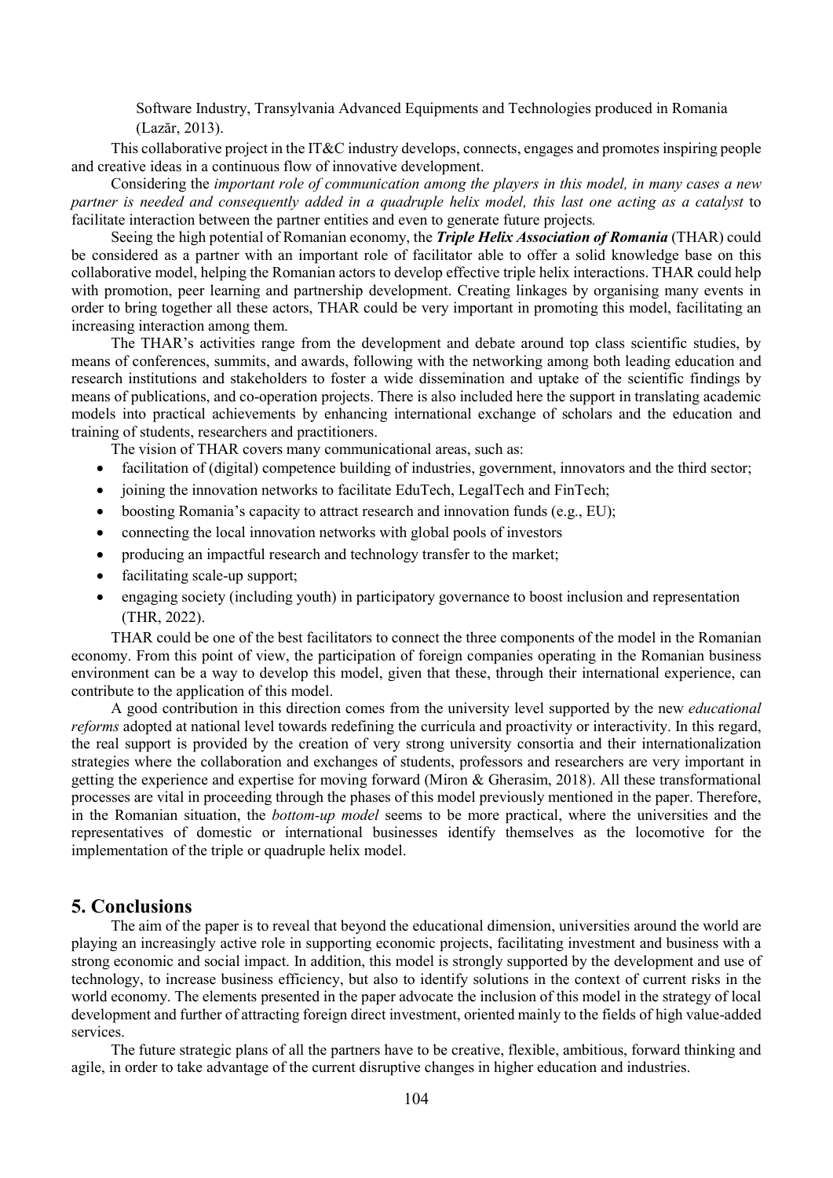Software Industry, Transylvania Advanced Equipments and Technologies produced in Romania (Lazăr, 2013).

This collaborative project in the IT&C industry develops, connects, engages and promotes inspiring people and creative ideas in a continuous flow of innovative development.

Considering the *important role of communication among the players in this model, in many cases a new partner is needed and consequently added in a quadruple helix model, this last one acting as a catalyst* to facilitate interaction between the partner entities and even to generate future projects.

Seeing the high potential of Romanian economy, the ***Triple Helix Association of Romania*** (THAR) could be considered as a partner with an important role of facilitator able to offer a solid knowledge base on this collaborative model, helping the Romanian actors to develop effective triple helix interactions. THAR could help with promotion, peer learning and partnership development. Creating linkages by organising many events in order to bring together all these actors, THAR could be very important in promoting this model, facilitating an increasing interaction among them.

The THAR's activities range from the development and debate around top class scientific studies, by means of conferences, summits, and awards, following with the networking among both leading education and research institutions and stakeholders to foster a wide dissemination and uptake of the scientific findings by means of publications, and co-operation projects. There is also included here the support in translating academic models into practical achievements by enhancing international exchange of scholars and the education and training of students, researchers and practitioners.

The vision of THAR covers many communicational areas, such as:

- facilitation of (digital) competence building of industries, government, innovators and the third sector;
- joining the innovation networks to facilitate EduTech, LegalTech and FinTech;
- boosting Romania's capacity to attract research and innovation funds (e.g., EU);
- connecting the local innovation networks with global pools of investors
- producing an impactful research and technology transfer to the market;
- facilitating scale-up support;
- engaging society (including youth) in participatory governance to boost inclusion and representation (THR, 2022).

THAR could be one of the best facilitators to connect the three components of the model in the Romanian economy. From this point of view, the participation of foreign companies operating in the Romanian business environment can be a way to develop this model, given that these, through their international experience, can contribute to the application of this model.

A good contribution in this direction comes from the university level supported by the new *educational reforms* adopted at national level towards redefining the curricula and proactivity or interactivity. In this regard, the real support is provided by the creation of very strong university consortia and their internationalization strategies where the collaboration and exchanges of students, professors and researchers are very important in getting the experience and expertise for moving forward (Miron & Gherasim, 2018). All these transformational processes are vital in proceeding through the phases of this model previously mentioned in the paper. Therefore, in the Romanian situation, the *bottom-up model* seems to be more practical, where the universities and the representatives of domestic or international businesses identify themselves as the locomotive for the implementation of the triple or quadruple helix model.

## 5. Conclusions

The aim of the paper is to reveal that beyond the educational dimension, universities around the world are playing an increasingly active role in supporting economic projects, facilitating investment and business with a strong economic and social impact. In addition, this model is strongly supported by the development and use of technology, to increase business efficiency, but also to identify solutions in the context of current risks in the world economy. The elements presented in the paper advocate the inclusion of this model in the strategy of local development and further of attracting foreign direct investment, oriented mainly to the fields of high value-added services.

The future strategic plans of all the partners have to be creative, flexible, ambitious, forward thinking and agile, in order to take advantage of the current disruptive changes in higher education and industries.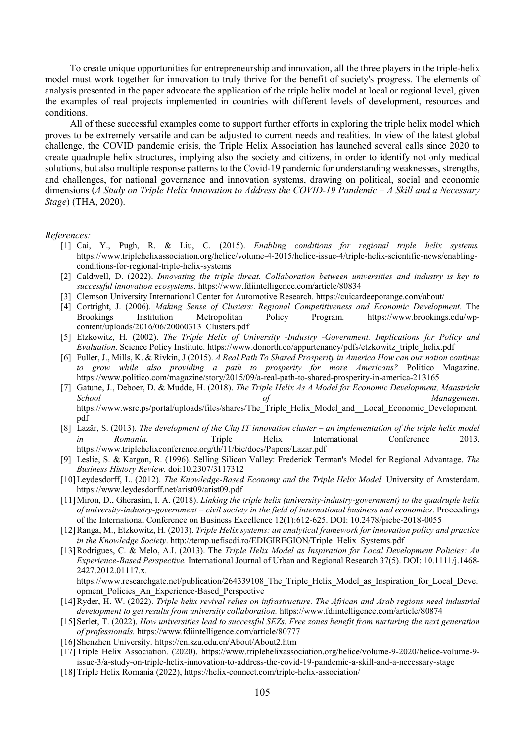To create unique opportunities for entrepreneurship and innovation, all the three players in the triple-helix model must work together for innovation to truly thrive for the benefit of society's progress. The elements of analysis presented in the paper advocate the application of the triple helix model at local or regional level, given the examples of real projects implemented in countries with different levels of development, resources and conditions.

All of these successful examples come to support further efforts in exploring the triple helix model which proves to be extremely versatile and can be adjusted to current needs and realities. In view of the latest global challenge, the COVID pandemic crisis, the Triple Helix Association has launched several calls since 2020 to create quadruple helix structures, implying also the society and citizens, in order to identify not only medical solutions, but also multiple response patterns to the Covid-19 pandemic for understanding weaknesses, strengths, and challenges, for national governance and innovation systems, drawing on political, social and economic dimensions (*A Study on Triple Helix Innovation to Address the COVID-19 Pandemic – A Skill and a Necessary Stage*) (THA, 2020).

*References:*

[1] Cai, Y., Pugh, R. & Liu, C. (2015). *Enabling conditions for regional triple helix systems.* https://www.triplehelixassociation.org/helice/volume-4-2015/helice-issue-4/triple-helix-scientific-news/enabling-conditions-for-regional-triple-helix-systems

[2] Caldwell, D. (2022). *Innovating the triple threat. Collaboration between universities and industry is key to successful innovation ecosystems*. https://www.fdiintelligence.com/article/80834

[3] Clemson University International Center for Automotive Research. https://cuicardeeporange.com/about/

[4] Cortright, J. (2006). *Making Sense of Clusters: Regional Competitiveness and Economic Development*. The Brookings Institution Metropolitan Policy Program. https://www.brookings.edu/wp-content/uploads/2016/06/20060313_Clusters.pdf

[5] Etzkowitz, H. (2002). *The Triple Helix of University -Industry -Government. Implications for Policy and Evaluation*. Science Policy Institute. https://www.donorth.co/appurtenancy/pdfs/etzkowitz_triple_helix.pdf

[6] Fuller, J., Mills, K. & Rivkin, J (2015). *A Real Path To Shared Prosperity in America How can our nation continue to grow while also providing a path to prosperity for more Americans?* Politico Magazine. https://www.politico.com/magazine/story/2015/09/a-real-path-to-shared-prosperity-in-america-213165

[7] Gatune, J., Deboer, D. & Mudde, H. (2018). *The Triple Helix As A Model for Economic Development, Maastricht School of Management*. https://www.wsrc.ps/portal/uploads/files/shares/The_Triple_Helix_Model_and__Local_Economic_Development.pdf

[8] Lazăr, S. (2013). *The development of the Cluj IT innovation cluster – an implementation of the triple helix model in Romania.* Triple Helix International Conference 2013. https://www.triplehelixconference.org/th/11/bic/docs/Papers/Lazar.pdf

[9] Leslie, S. & Kargon, R. (1996). Selling Silicon Valley: Frederick Terman's Model for Regional Advantage. *The Business History Review*. doi:10.2307/3117312

[10] Leydesdorff, L. (2012). *The Knowledge-Based Economy and the Triple Helix Model.* University of Amsterdam. https://www.leydesdorff.net/arist09/arist09.pdf

[11] Miron, D., Gherasim, I. A. (2018). *Linking the triple helix (university-industry-government) to the quadruple helix of university-industry-government – civil society in the field of international business and economics*. Proceedings of the International Conference on Business Excellence 12(1):612-625. DOI: 10.2478/picbe-2018-0055

[12] Ranga, M., Etzkowitz, H. (2013). *Triple Helix systems: an analytical framework for innovation policy and practice in the Knowledge Society*. http://temp.uefiscdi.ro/EDIGIREGION/Triple_Helix_Systems.pdf

[13] Rodrigues, C. & Melo, A.I. (2013). The *Triple Helix Model as Inspiration for Local Development Policies: An Experience-Based Perspective.* International Journal of Urban and Regional Research 37(5). DOI: 10.1111/j.1468-2427.2012.01117.x. https://www.researchgate.net/publication/264339108_The_Triple_Helix_Model_as_Inspiration_for_Local_Development_Policies_An_Experience-Based_Perspective

[14] Ryder, H. W. (2022). *Triple helix revival relies on infrastructure. The African and Arab regions need industrial development to get results from university collaboration.* https://www.fdiintelligence.com/article/80874

[15] Serlet, T. (2022). *How universities lead to successful SEZs. Free zones benefit from nurturing the next generation of professionals.* https://www.fdiintelligence.com/article/80777

[16] Shenzhen University. https://en.szu.edu.cn/About/About2.htm

[17] Triple Helix Association. (2020). https://www.triplehelixassociation.org/helice/volume-9-2020/helice-volume-9-issue-3/a-study-on-triple-helix-innovation-to-address-the-covid-19-pandemic-a-skill-and-a-necessary-stage

[18] Triple Helix Romania (2022), https://helix-connect.com/triple-helix-association/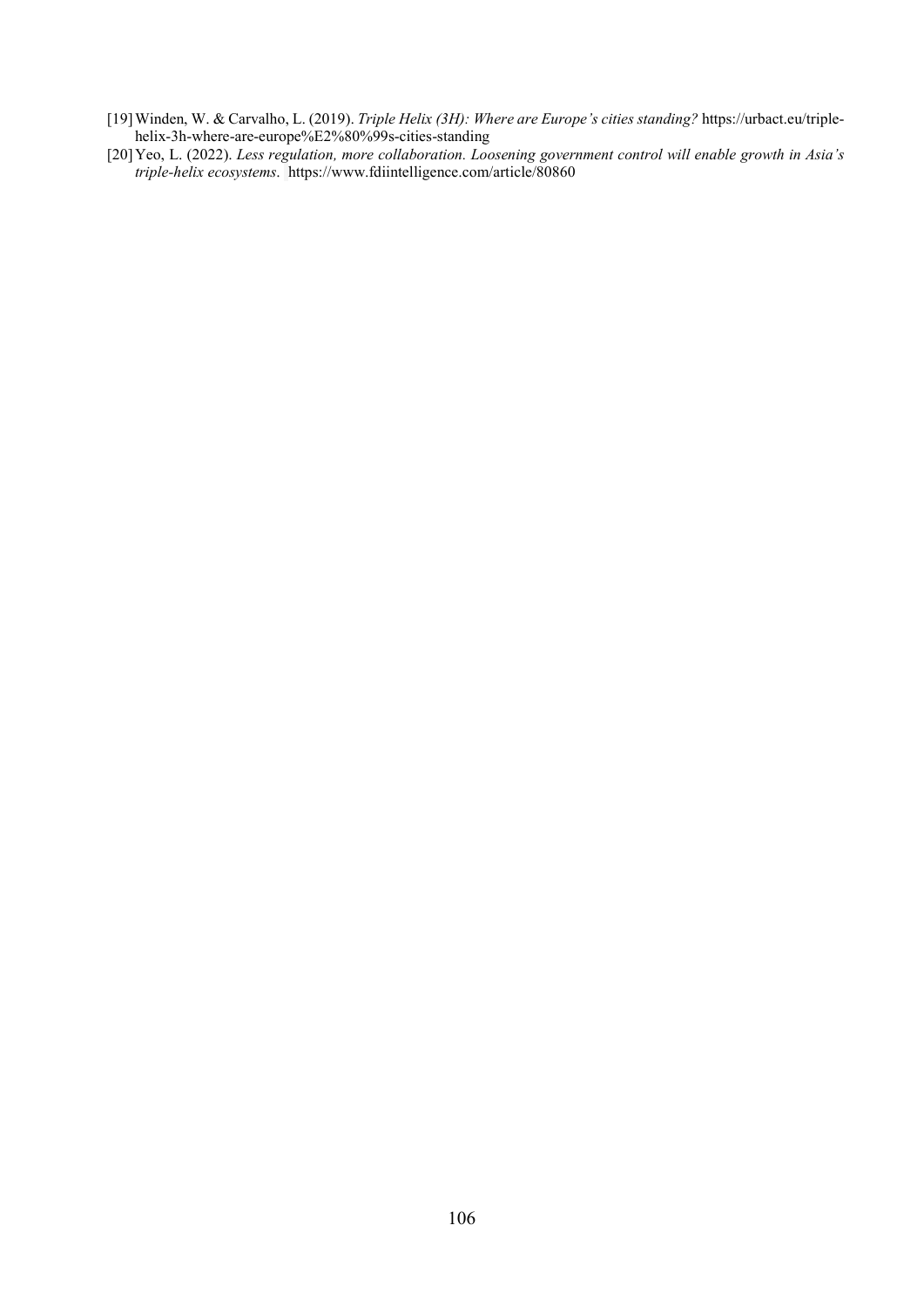[19] Winden, W. & Carvalho, L. (2019). *Triple Helix (3H): Where are Europe's cities standing?* https://urbact.eu/triple-helix-3h-where-are-europe%E2%80%99s-cities-standing

[20] Yeo, L. (2022). *Less regulation, more collaboration. Loosening government control will enable growth in Asia's triple-helix ecosystems*. https://www.fdiintelligence.com/article/80860